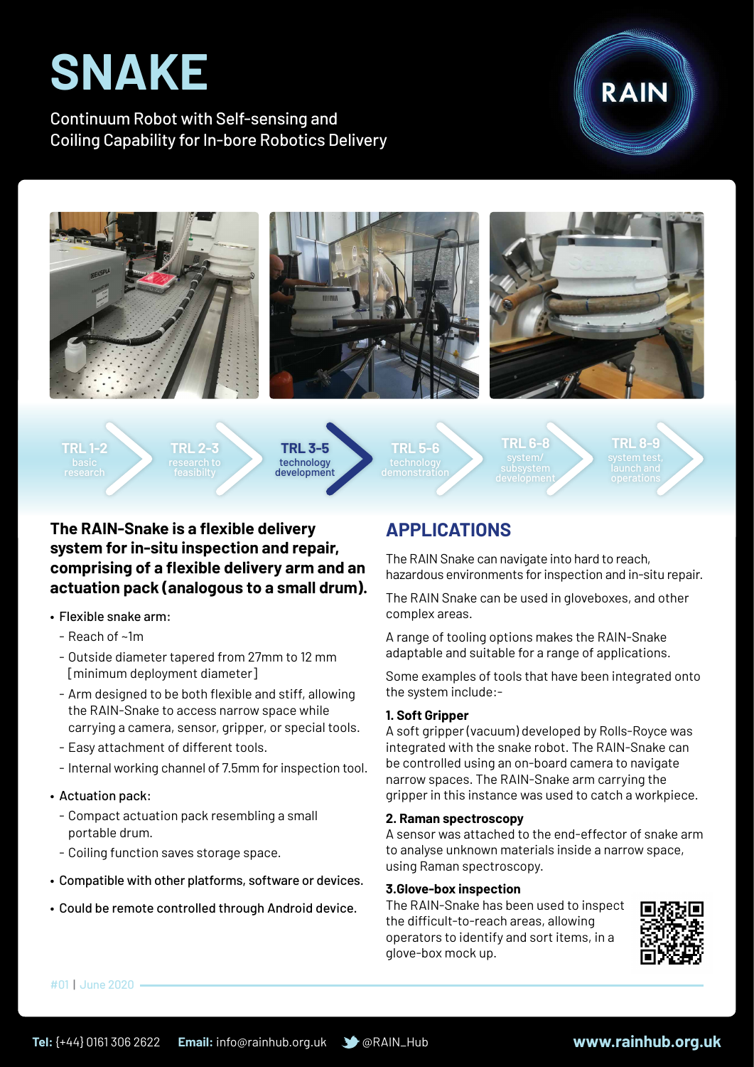# SNAKE

Continuum Robot with Self-sensing and Coiling Capability for In-bore Robotics Delivery

RAIN

TRL 1-2 basic research | TRL 2-3 research to feasibilty | **TRL 3-5 technology development** | TRL 5-6 technology demonstration | TRL 6-8 system/ subsystem development | TRL 8-9 system test, launch and operations

**The RAIN-Snake is a flexible delivery system for in-situ inspection and repair, comprising of a flexible delivery arm and an actuation pack (analogous to a small drum).**

- Flexible snake arm:
  - Reach of ~1m
  - Outside diameter tapered from 27mm to 12 mm [minimum deployment diameter]
  - Arm designed to be both flexible and stiff, allowing the RAIN-Snake to access narrow space while carrying a camera, sensor, gripper, or special tools.
  - Easy attachment of different tools.
  - Internal working channel of 7.5mm for inspection tool.
- Actuation pack:
  - Compact actuation pack resembling a small portable drum.
  - Coiling function saves storage space.
- Compatible with other platforms, software or devices.
- Could be remote controlled through Android device.

## APPLICATIONS

The RAIN Snake can navigate into hard to reach, hazardous environments for inspection and in-situ repair.

The RAIN Snake can be used in gloveboxes, and other complex areas.

A range of tooling options makes the RAIN-Snake adaptable and suitable for a range of applications.

Some examples of tools that have been integrated onto the system include:-

**1. Soft Gripper**

A soft gripper (vacuum) developed by Rolls-Royce was integrated with the snake robot. The RAIN-Snake can be controlled using an on-board camera to navigate narrow spaces. The RAIN-Snake arm carrying the gripper in this instance was used to catch a workpiece.

**2. Raman spectroscopy**

A sensor was attached to the end-effector of snake arm to analyse unknown materials inside a narrow space, using Raman spectroscopy.

**3.Glove-box inspection**

The RAIN-Snake has been used to inspect the difficult-to-reach areas, allowing operators to identify and sort items, in a glove-box mock up.

#01 | June 2020

**Tel:** (+44) 0161 306 2622 **Email:** info@rainhub.org.uk @RAIN_Hub **www.rainhub.org.uk**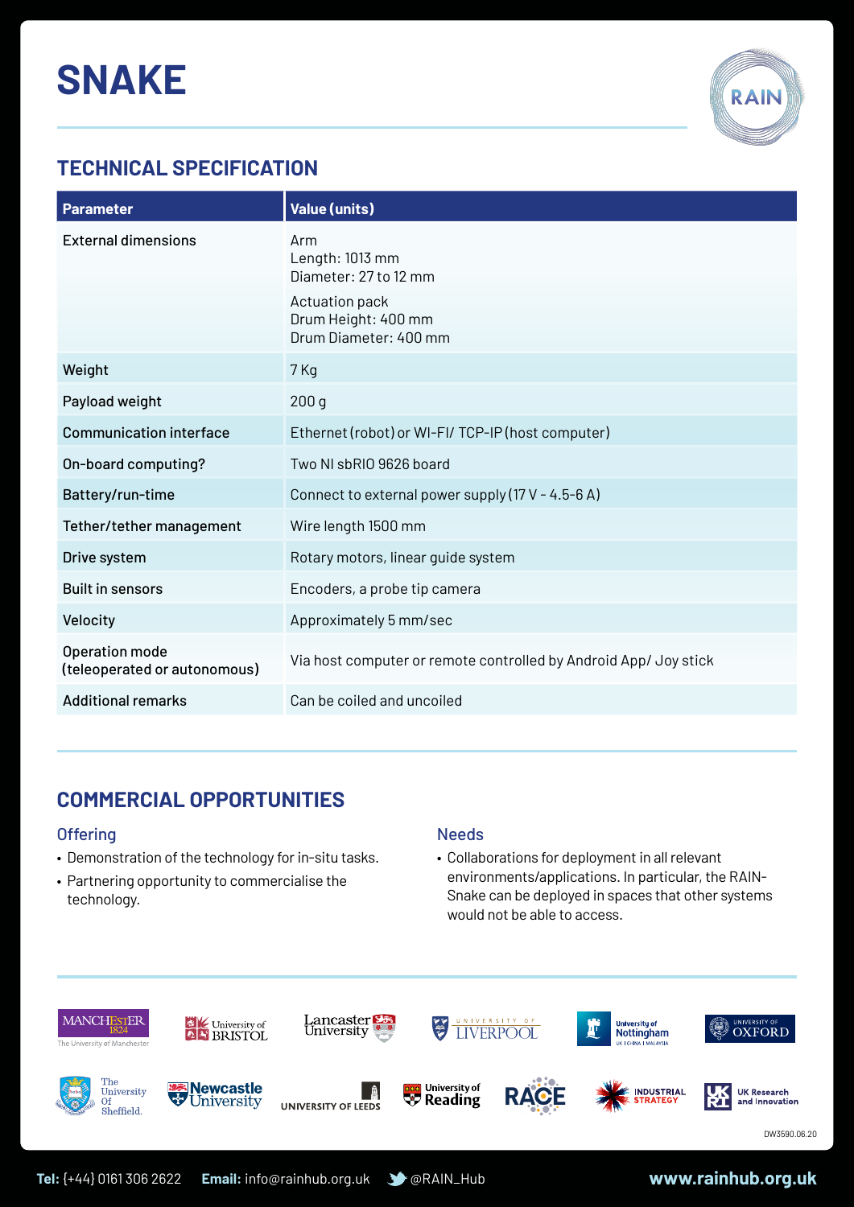# SNAKE

## TECHNICAL SPECIFICATION

| Parameter | Value (units) |
| --- | --- |
| External dimensions | Arm<br>Length: 1013 mm<br>Diameter: 27 to 12 mm<br>Actuation pack<br>Drum Height: 400 mm<br>Drum Diameter: 400 mm |
| Weight | 7 Kg |
| Payload weight | 200 g |
| Communication interface | Ethernet (robot) or WI-FI/ TCP-IP (host computer) |
| On-board computing? | Two NI sbRIO 9626 board |
| Battery/run-time | Connect to external power supply (17 V - 4.5-6 A) |
| Tether/tether management | Wire length 1500 mm |
| Drive system | Rotary motors, linear guide system |
| Built in sensors | Encoders, a probe tip camera |
| Velocity | Approximately 5 mm/sec |
| Operation mode (teleoperated or autonomous) | Via host computer or remote controlled by Android App/ Joy stick |
| Additional remarks | Can be coiled and uncoiled |

## COMMERCIAL OPPORTUNITIES

### Offering

- Demonstration of the technology for in-situ tasks.
- Partnering opportunity to commercialise the technology.

### Needs

- Collaborations for deployment in all relevant environments/applications. In particular, the RAIN-Snake can be deployed in spaces that other systems would not be able to access.

DW3590.06.20

**Tel:** (+44) 0161 306 2622 **Email:** info@rainhub.org.uk @RAIN_Hub **www.rainhub.org.uk**